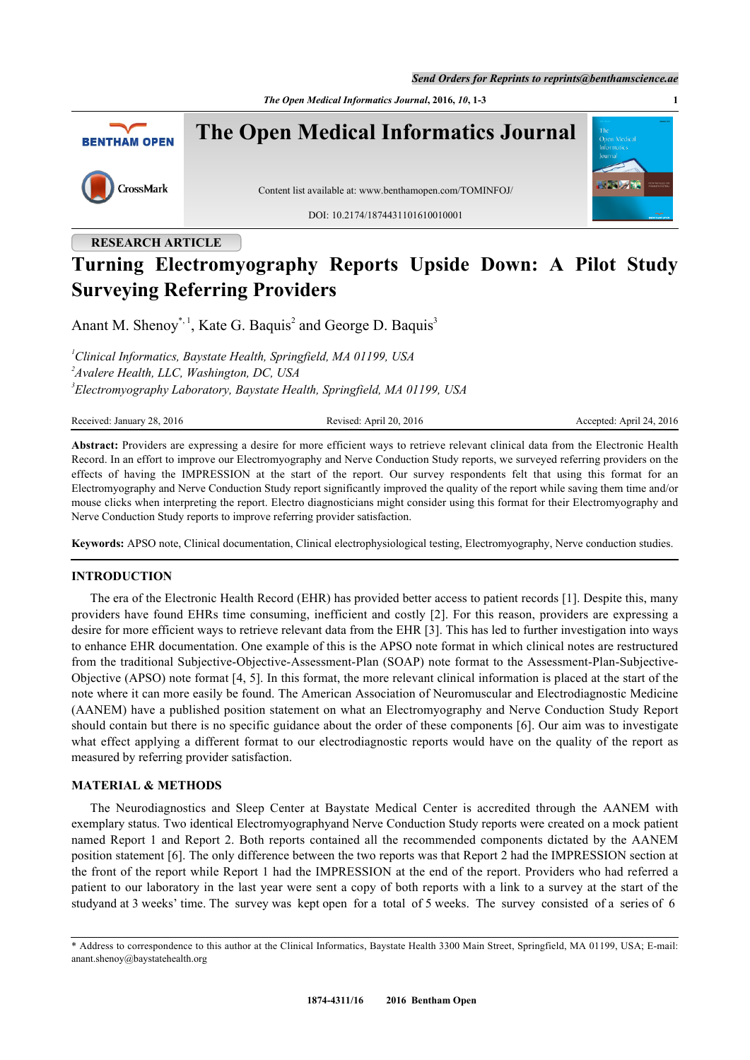RESEARCH ARTICLE

# Turning Electromyography Reports Upside Down: A Pilot Study Surveying Referring Providers

Anant M. Shenoy[*, 1], Kate G. Baquis[2] and George D. Baquis[3]

[1]*Clinical Informatics, Baystate Health, Springfield, MA 01199, USA*
[2]*Avalere Health, LLC, Washington, DC, USA*
[3]*Electromyography Laboratory, Baystate Health, Springfield, MA 01199, USA*

Received: January 28, 2016 Revised: April 20, 2016 Accepted: April 24, 2016

**Abstract:** Providers are expressing a desire for more efficient ways to retrieve relevant clinical data from the Electronic Health Record. In an effort to improve our Electromyography and Nerve Conduction Study reports, we surveyed referring providers on the effects of having the IMPRESSION at the start of the report. Our survey respondents felt that using this format for an Electromyography and Nerve Conduction Study report significantly improved the quality of the report while saving them time and/or mouse clicks when interpreting the report. Electro diagnosticians might consider using this format for their Electromyography and Nerve Conduction Study reports to improve referring provider satisfaction.

**Keywords:** APSO note, Clinical documentation, Clinical electrophysiological testing, Electromyography, Nerve conduction studies.

## INTRODUCTION

The era of the Electronic Health Record (EHR) has provided better access to patient records [1]. Despite this, many providers have found EHRs time consuming, inefficient and costly [2]. For this reason, providers are expressing a desire for more efficient ways to retrieve relevant data from the EHR [3]. This has led to further investigation into ways to enhance EHR documentation. One example of this is the APSO note format in which clinical notes are restructured from the traditional Subjective-Objective-Assessment-Plan (SOAP) note format to the Assessment-Plan-Subjective-Objective (APSO) note format [4, 5]. In this format, the more relevant clinical information is placed at the start of the note where it can more easily be found. The American Association of Neuromuscular and Electrodiagnostic Medicine (AANEM) have a published position statement on what an Electromyography and Nerve Conduction Study Report should contain but there is no specific guidance about the order of these components [6]. Our aim was to investigate what effect applying a different format to our electrodiagnostic reports would have on the quality of the report as measured by referring provider satisfaction.

## MATERIAL & METHODS

The Neurodiagnostics and Sleep Center at Baystate Medical Center is accredited through the AANEM with exemplary status. Two identical Electromyographyand Nerve Conduction Study reports were created on a mock patient named Report 1 and Report 2. Both reports contained all the recommended components dictated by the AANEM position statement [6]. The only difference between the two reports was that Report 2 had the IMPRESSION section at the front of the report while Report 1 had the IMPRESSION at the end of the report. Providers who had referred a patient to our laboratory in the last year were sent a copy of both reports with a link to a survey at the start of the studyand at 3 weeks' time. The survey was kept open for a total of 5 weeks. The survey consisted of a series of 6

* Address to correspondence to this author at the Clinical Informatics, Baystate Health 3300 Main Street, Springfield, MA 01199, USA; E-mail: anant.shenoy@baystatehealth.org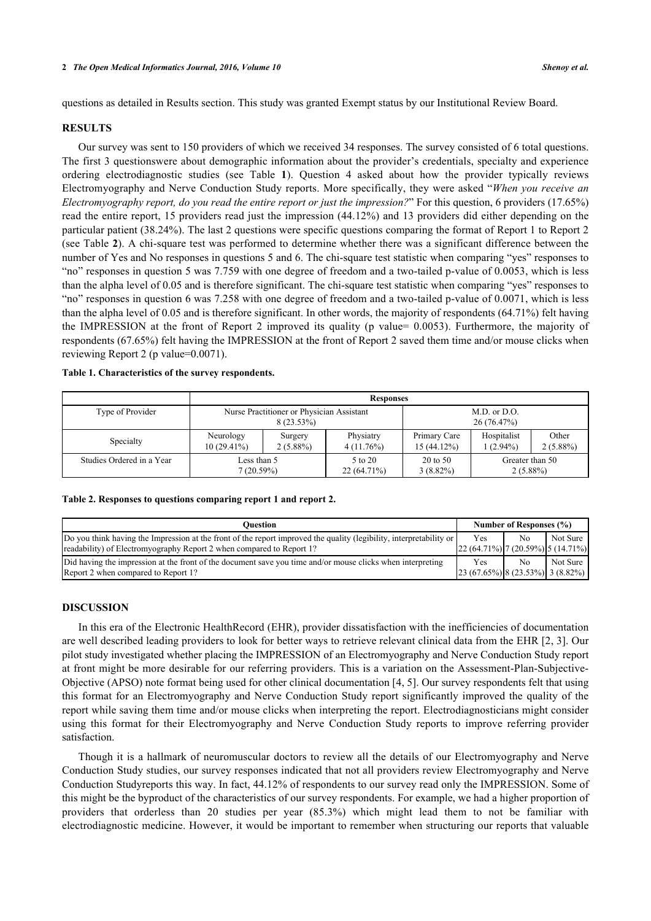questions as detailed in Results section. This study was granted Exempt status by our Institutional Review Board.

## RESULTS

Our survey was sent to 150 providers of which we received 34 responses. The survey consisted of 6 total questions. The first 3 questionswere about demographic information about the provider's credentials, specialty and experience ordering electrodiagnostic studies (see Table **1**). Question 4 asked about how the provider typically reviews Electromyography and Nerve Conduction Study reports. More specifically, they were asked "*When you receive an Electromyography report, do you read the entire report or just the impression?*" For this question, 6 providers (17.65%) read the entire report, 15 providers read just the impression (44.12%) and 13 providers did either depending on the particular patient (38.24%). The last 2 questions were specific questions comparing the format of Report 1 to Report 2 (see Table **2**). A chi-square test was performed to determine whether there was a significant difference between the number of Yes and No responses in questions 5 and 6. The chi-square test statistic when comparing "yes" responses to "no" responses in question 5 was 7.759 with one degree of freedom and a two-tailed p-value of 0.0053, which is less than the alpha level of 0.05 and is therefore significant. The chi-square test statistic when comparing "yes" responses to "no" responses in question 6 was 7.258 with one degree of freedom and a two-tailed p-value of 0.0071, which is less than the alpha level of 0.05 and is therefore significant. In other words, the majority of respondents (64.71%) felt having the IMPRESSION at the front of Report 2 improved its quality (p value= 0.0053). Furthermore, the majority of respondents (67.65%) felt having the IMPRESSION at the front of Report 2 saved them time and/or mouse clicks when reviewing Report 2 (p value=0.0071).

**Table 1. Characteristics of the survey respondents.**

| | Responses | | | | | |
|---|---|---|---|---|---|---|
| Type of Provider | Nurse Practitioner or Physician Assistant 8 (23.53%) | | | M.D. or D.O. 26 (76.47%) | | |
| Specialty | Neurology 10 (29.41%) | Surgery 2 (5.88%) | Physiatry 4 (11.76%) | Primary Care 15 (44.12%) | Hospitalist 1 (2.94%) | Other 2 (5.88%) |
| Studies Ordered in a Year | Less than 5 7 (20.59%) | | 5 to 20 22 (64.71%) | 20 to 50 3 (8.82%) | Greater than 50 2 (5.88%) | |

**Table 2. Responses to questions comparing report 1 and report 2.**

| Question | Number of Responses (%) | | |
|---|---|---|---|
| | Yes | No | Not Sure |
| Do you think having the Impression at the front of the report improved the quality (legibility, interpretability or readability) of Electromyography Report 2 when compared to Report 1? | 22 (64.71%) | 7 (20.59%) | 5 (14.71%) |
| Did having the impression at the front of the document save you time and/or mouse clicks when interpreting Report 2 when compared to Report 1? | 23 (67.65%) | 8 (23.53%) | 3 (8.82%) |

## DISCUSSION

In this era of the Electronic HealthRecord (EHR), provider dissatisfaction with the inefficiencies of documentation are well described leading providers to look for better ways to retrieve relevant clinical data from the EHR [2, 3]. Our pilot study investigated whether placing the IMPRESSION of an Electromyography and Nerve Conduction Study report at front might be more desirable for our referring providers. This is a variation on the Assessment-Plan-Subjective-Objective (APSO) note format being used for other clinical documentation [4, 5]. Our survey respondents felt that using this format for an Electromyography and Nerve Conduction Study report significantly improved the quality of the report while saving them time and/or mouse clicks when interpreting the report. Electrodiagnosticians might consider using this format for their Electromyography and Nerve Conduction Study reports to improve referring provider satisfaction.

Though it is a hallmark of neuromuscular doctors to review all the details of our Electromyography and Nerve Conduction Study studies, our survey responses indicated that not all providers review Electromyography and Nerve Conduction Studyreports this way. In fact, 44.12% of respondents to our survey read only the IMPRESSION. Some of this might be the byproduct of the characteristics of our survey respondents. For example, we had a higher proportion of providers that orderless than 20 studies per year (85.3%) which might lead them to not be familiar with electrodiagnostic medicine. However, it would be important to remember when structuring our reports that valuable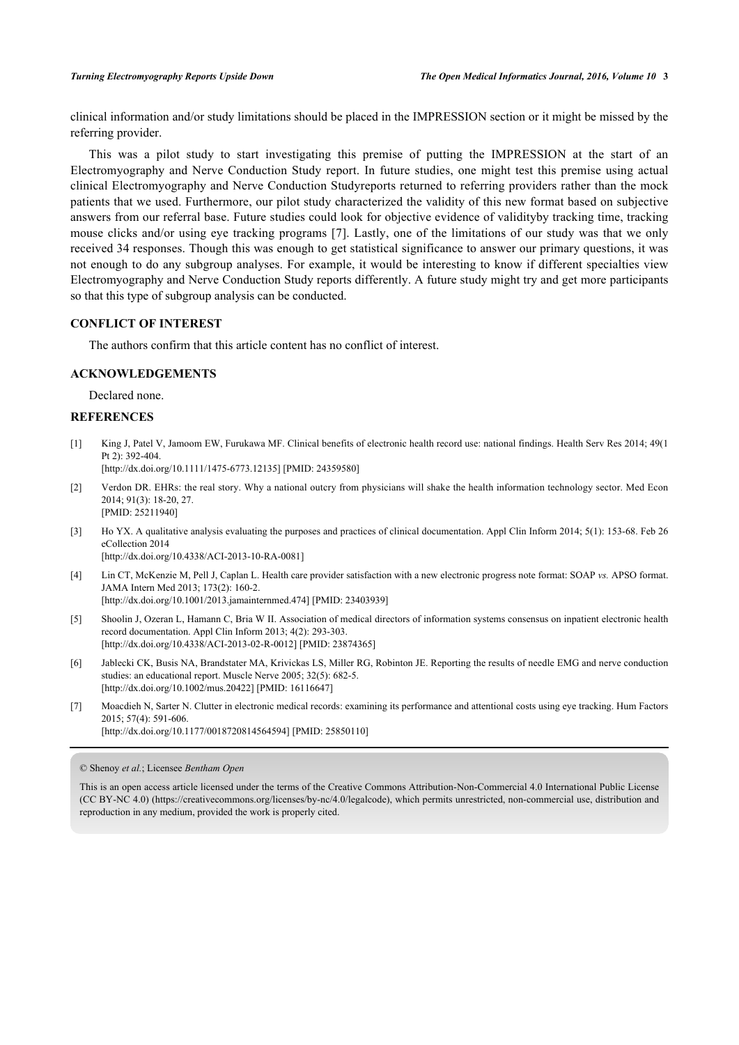clinical information and/or study limitations should be placed in the IMPRESSION section or it might be missed by the referring provider.

This was a pilot study to start investigating this premise of putting the IMPRESSION at the start of an Electromyography and Nerve Conduction Study report. In future studies, one might test this premise using actual clinical Electromyography and Nerve Conduction Studyreports returned to referring providers rather than the mock patients that we used. Furthermore, our pilot study characterized the validity of this new format based on subjective answers from our referral base. Future studies could look for objective evidence of validityby tracking time, tracking mouse clicks and/or using eye tracking programs [7]. Lastly, one of the limitations of our study was that we only received 34 responses. Though this was enough to get statistical significance to answer our primary questions, it was not enough to do any subgroup analyses. For example, it would be interesting to know if different specialties view Electromyography and Nerve Conduction Study reports differently. A future study might try and get more participants so that this type of subgroup analysis can be conducted.

## CONFLICT OF INTEREST

The authors confirm that this article content has no conflict of interest.

## ACKNOWLEDGEMENTS

Declared none.

## REFERENCES

[1] King J, Patel V, Jamoom EW, Furukawa MF. Clinical benefits of electronic health record use: national findings. Health Serv Res 2014; 49(1 Pt 2): 392-404.
[http://dx.doi.org/10.1111/1475-6773.12135] [PMID: 24359580]

[2] Verdon DR. EHRs: the real story. Why a national outcry from physicians will shake the health information technology sector. Med Econ 2014; 91(3): 18-20, 27.
[PMID: 25211940]

[3] Ho YX. A qualitative analysis evaluating the purposes and practices of clinical documentation. Appl Clin Inform 2014; 5(1): 153-68. Feb 26 eCollection 2014
[http://dx.doi.org/10.4338/ACI-2013-10-RA-0081]

[4] Lin CT, McKenzie M, Pell J, Caplan L. Health care provider satisfaction with a new electronic progress note format: SOAP *vs.* APSO format. JAMA Intern Med 2013; 173(2): 160-2.
[http://dx.doi.org/10.1001/2013.jamainternmed.474] [PMID: 23403939]

[5] Shoolin J, Ozeran L, Hamann C, Bria W II. Association of medical directors of information systems consensus on inpatient electronic health record documentation. Appl Clin Inform 2013; 4(2): 293-303.
[http://dx.doi.org/10.4338/ACI-2013-02-R-0012] [PMID: 23874365]

[6] Jablecki CK, Busis NA, Brandstater MA, Krivickas LS, Miller RG, Robinton JE. Reporting the results of needle EMG and nerve conduction studies: an educational report. Muscle Nerve 2005; 32(5): 682-5.
[http://dx.doi.org/10.1002/mus.20422] [PMID: 16116647]

[7] Moacdieh N, Sarter N. Clutter in electronic medical records: examining its performance and attentional costs using eye tracking. Hum Factors 2015; 57(4): 591-606.
[http://dx.doi.org/10.1177/0018720814564594] [PMID: 25850110]

© Shenoy *et al.*; Licensee *Bentham Open*

This is an open access article licensed under the terms of the Creative Commons Attribution-Non-Commercial 4.0 International Public License (CC BY-NC 4.0) (https://creativecommons.org/licenses/by-nc/4.0/legalcode), which permits unrestricted, non-commercial use, distribution and reproduction in any medium, provided the work is properly cited.